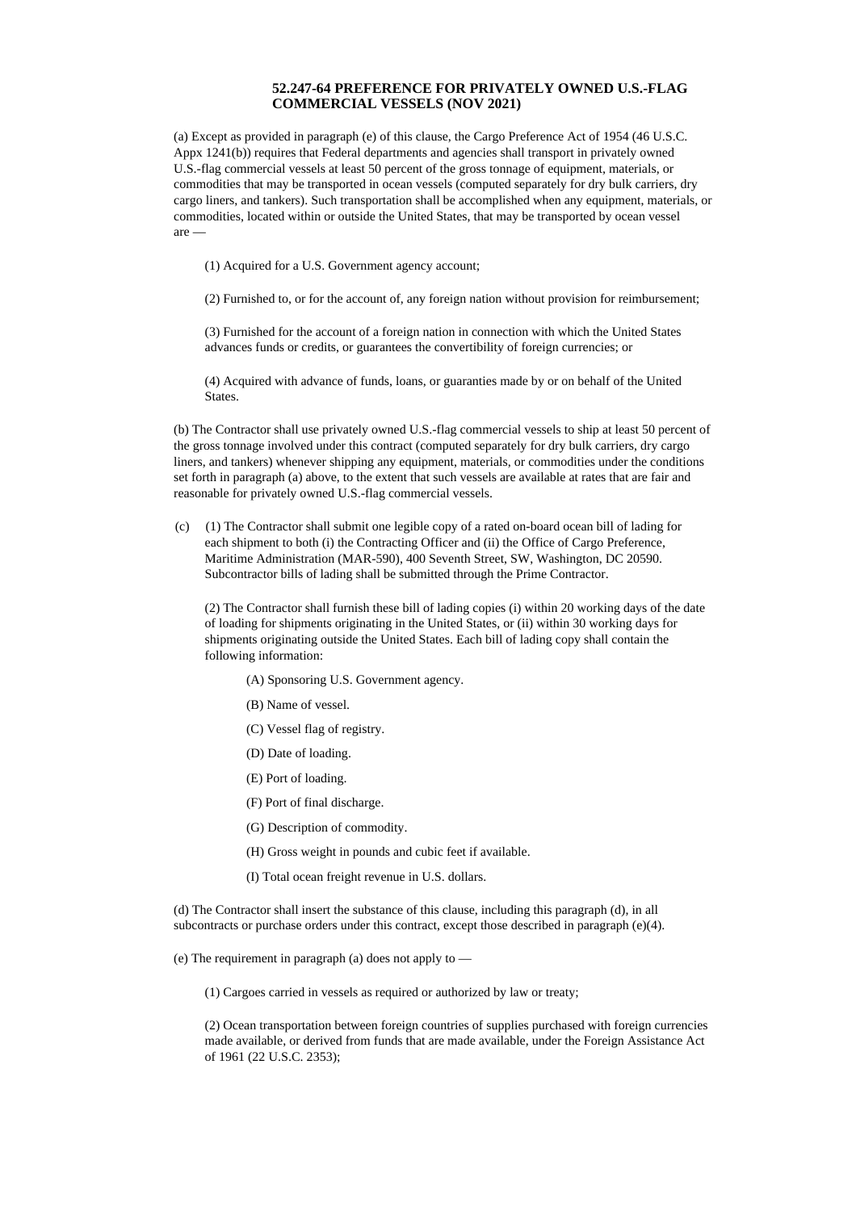## 52.247-64 PREFERENCE FOR PRIVATELY OWNED U.S.-FLAG COMMERCIAL VESSELS (NOV 2021)

(a) Except as provided in paragraph (e) of this clause, the Cargo Preference Act of 1954 (46 U.S.C. Appx 1241(b)) requires that Federal departments and agencies shall transport in privately owned U.S.-flag commercial vessels at least 50 percent of the gross tonnage of equipment, materials, or commodities that may be transported in ocean vessels (computed separately for dry bulk carriers, dry cargo liners, and tankers). Such transportation shall be accomplished when any equipment, materials, or commodities, located within or outside the United States, that may be transported by ocean vessel are —

(1) Acquired for a U.S. Government agency account;

(2) Furnished to, or for the account of, any foreign nation without provision for reimbursement;

(3) Furnished for the account of a foreign nation in connection with which the United States advances funds or credits, or guarantees the convertibility of foreign currencies; or

(4) Acquired with advance of funds, loans, or guaranties made by or on behalf of the United States.

(b) The Contractor shall use privately owned U.S.-flag commercial vessels to ship at least 50 percent of the gross tonnage involved under this contract (computed separately for dry bulk carriers, dry cargo liners, and tankers) whenever shipping any equipment, materials, or commodities under the conditions set forth in paragraph (a) above, to the extent that such vessels are available at rates that are fair and reasonable for privately owned U.S.-flag commercial vessels.

(c) (1) The Contractor shall submit one legible copy of a rated on-board ocean bill of lading for each shipment to both (i) the Contracting Officer and (ii) the Office of Cargo Preference, Maritime Administration (MAR-590), 400 Seventh Street, SW, Washington, DC 20590. Subcontractor bills of lading shall be submitted through the Prime Contractor.

(2) The Contractor shall furnish these bill of lading copies (i) within 20 working days of the date of loading for shipments originating in the United States, or (ii) within 30 working days for shipments originating outside the United States. Each bill of lading copy shall contain the following information:

(A) Sponsoring U.S. Government agency.

(B) Name of vessel.

(C) Vessel flag of registry.

(D) Date of loading.

(E) Port of loading.

(F) Port of final discharge.

(G) Description of commodity.

(H) Gross weight in pounds and cubic feet if available.

(I) Total ocean freight revenue in U.S. dollars.

(d) The Contractor shall insert the substance of this clause, including this paragraph (d), in all subcontracts or purchase orders under this contract, except those described in paragraph (e)(4).

(e) The requirement in paragraph (a) does not apply to —

(1) Cargoes carried in vessels as required or authorized by law or treaty;

(2) Ocean transportation between foreign countries of supplies purchased with foreign currencies made available, or derived from funds that are made available, under the Foreign Assistance Act of 1961 (22 U.S.C. 2353);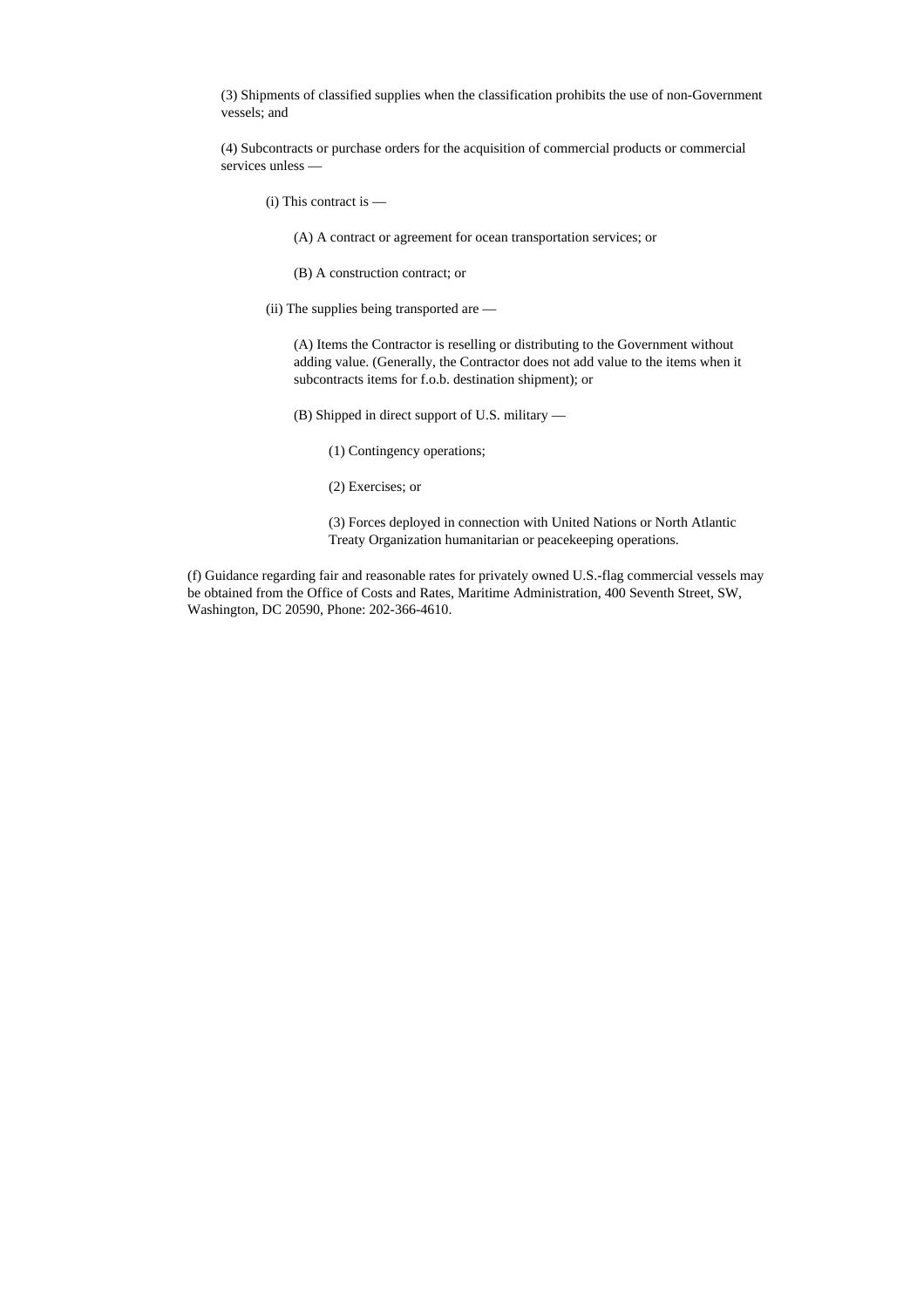(3) Shipments of classified supplies when the classification prohibits the use of non-Government vessels; and

(4) Subcontracts or purchase orders for the acquisition of commercial products or commercial services unless —

(i) This contract is —

(A) A contract or agreement for ocean transportation services; or

(B) A construction contract; or

(ii) The supplies being transported are —

(A) Items the Contractor is reselling or distributing to the Government without adding value. (Generally, the Contractor does not add value to the items when it subcontracts items for f.o.b. destination shipment); or

(B) Shipped in direct support of U.S. military —

(1) Contingency operations;

(2) Exercises; or

(3) Forces deployed in connection with United Nations or North Atlantic Treaty Organization humanitarian or peacekeeping operations.

(f) Guidance regarding fair and reasonable rates for privately owned U.S.-flag commercial vessels may be obtained from the Office of Costs and Rates, Maritime Administration, 400 Seventh Street, SW, Washington, DC 20590, Phone: 202-366-4610.